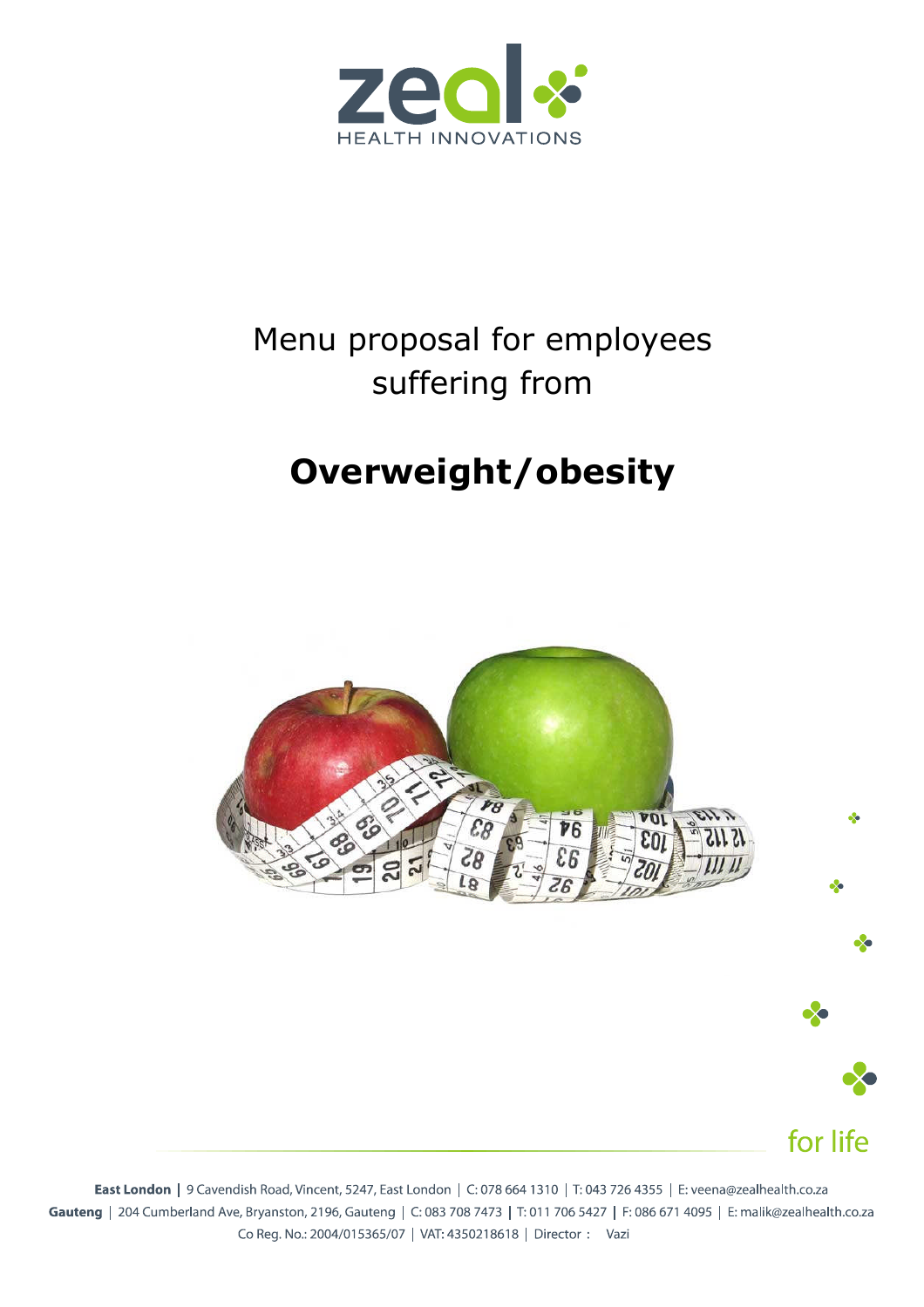zeal
HEALTH INNOVATIONS

# Menu proposal for employees suffering from

# **Overweight/obesity**

for life

**East London** | 9 Cavendish Road, Vincent, 5247, East London | C: 078 664 1310 | T: 043 726 4355 | E: veena@zealhealth.co.za
**Gauteng** | 204 Cumberland Ave, Bryanston, 2196, Gauteng | C: 083 708 7473 | T: 011 706 5427 | F: 086 671 4095 | E: malik@zealhealth.co.za
Co Reg. No.: 2004/015365/07 | VAT: 4350218618 | Director : Vazi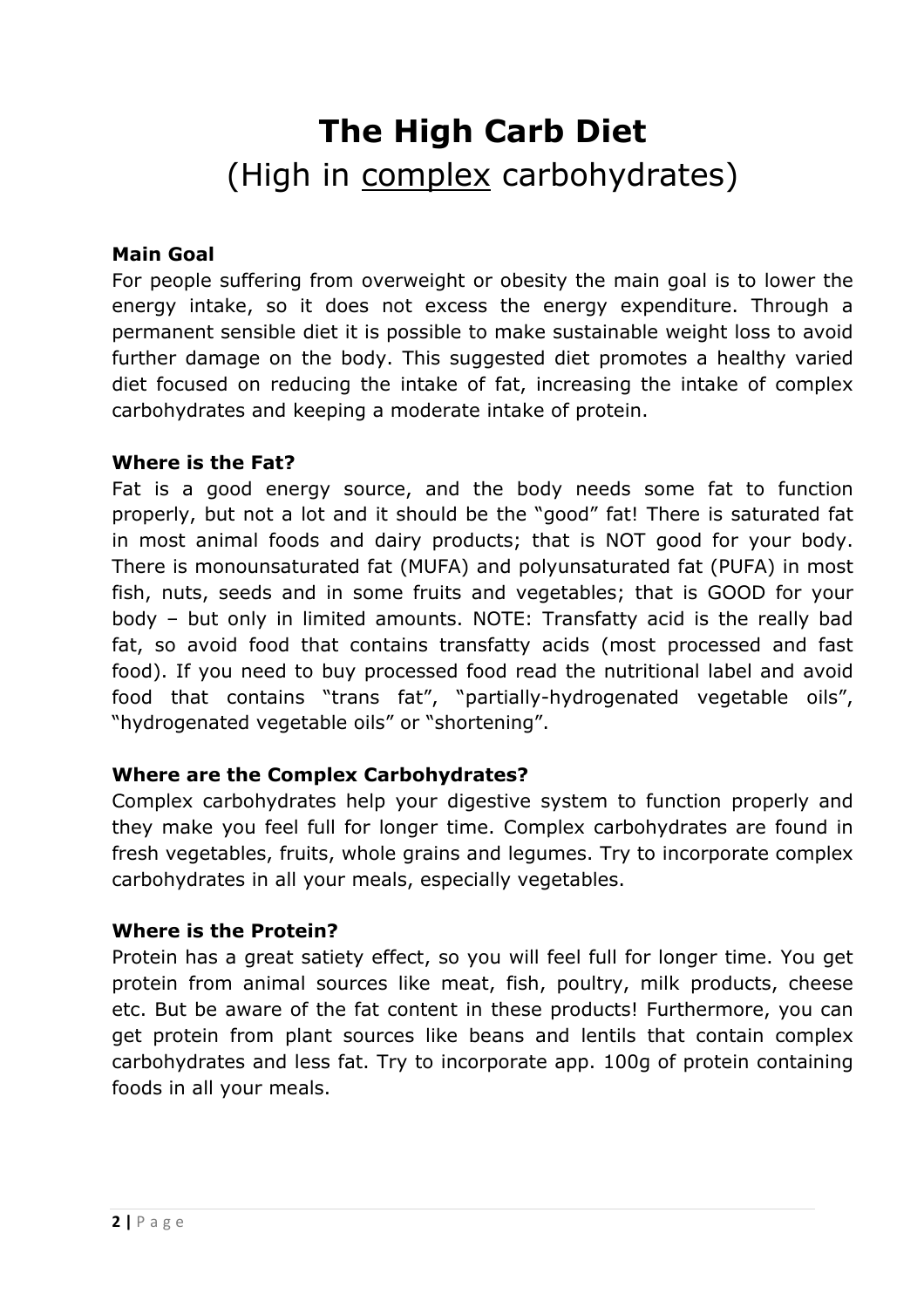# The High Carb Diet

## (High in <u>complex</u> carbohydrates)

**Main Goal**

For people suffering from overweight or obesity the main goal is to lower the energy intake, so it does not excess the energy expenditure. Through a permanent sensible diet it is possible to make sustainable weight loss to avoid further damage on the body. This suggested diet promotes a healthy varied diet focused on reducing the intake of fat, increasing the intake of complex carbohydrates and keeping a moderate intake of protein.

**Where is the Fat?**

Fat is a good energy source, and the body needs some fat to function properly, but not a lot and it should be the "good" fat! There is saturated fat in most animal foods and dairy products; that is NOT good for your body. There is monounsaturated fat (MUFA) and polyunsaturated fat (PUFA) in most fish, nuts, seeds and in some fruits and vegetables; that is GOOD for your body – but only in limited amounts. NOTE: Transfatty acid is the really bad fat, so avoid food that contains transfatty acids (most processed and fast food). If you need to buy processed food read the nutritional label and avoid food that contains "trans fat", "partially-hydrogenated vegetable oils", "hydrogenated vegetable oils" or "shortening".

**Where are the Complex Carbohydrates?**

Complex carbohydrates help your digestive system to function properly and they make you feel full for longer time. Complex carbohydrates are found in fresh vegetables, fruits, whole grains and legumes. Try to incorporate complex carbohydrates in all your meals, especially vegetables.

**Where is the Protein?**

Protein has a great satiety effect, so you will feel full for longer time. You get protein from animal sources like meat, fish, poultry, milk products, cheese etc. But be aware of the fat content in these products! Furthermore, you can get protein from plant sources like beans and lentils that contain complex carbohydrates and less fat. Try to incorporate app. 100g of protein containing foods in all your meals.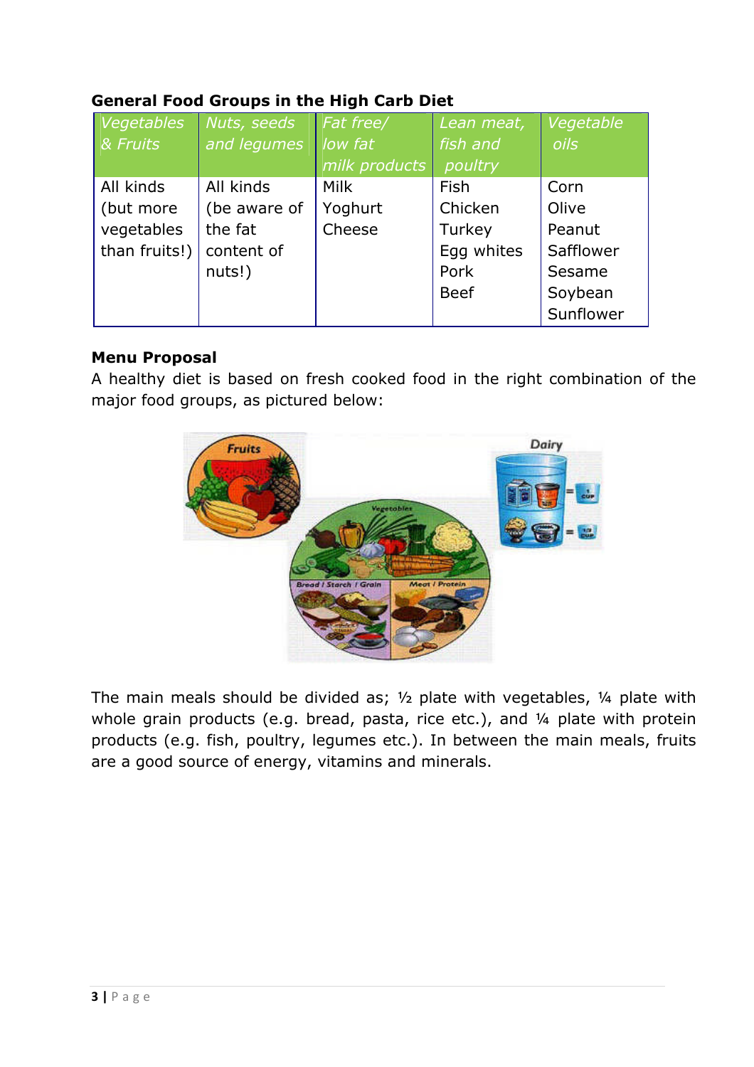**General Food Groups in the High Carb Diet**

| *Vegetables & Fruits* | *Nuts, seeds and legumes* | *Fat free/ low fat milk products* | *Lean meat, fish and poultry* | *Vegetable oils* |
|---|---|---|---|---|
| All kinds (but more vegetables than fruits!) | All kinds (be aware of the fat content of nuts!) | Milk<br>Yoghurt<br>Cheese | Fish<br>Chicken<br>Turkey<br>Egg whites<br>Pork<br>Beef | Corn<br>Olive<br>Peanut<br>Safflower<br>Sesame<br>Soybean<br>Sunflower |

**Menu Proposal**

A healthy diet is based on fresh cooked food in the right combination of the major food groups, as pictured below:

The main meals should be divided as; ½ plate with vegetables, ¼ plate with whole grain products (e.g. bread, pasta, rice etc.), and ¼ plate with protein products (e.g. fish, poultry, legumes etc.). In between the main meals, fruits are a good source of energy, vitamins and minerals.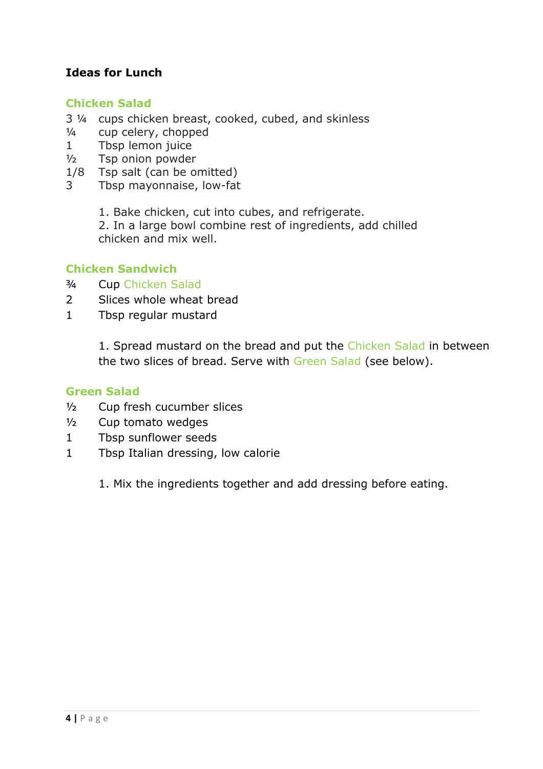**Ideas for Lunch**

## Chicken Salad

3 ¼ cups chicken breast, cooked, cubed, and skinless
¼ cup celery, chopped
1 Tbsp lemon juice
½ Tsp onion powder
1/8 Tsp salt (can be omitted)
3 Tbsp mayonnaise, low-fat

1. Bake chicken, cut into cubes, and refrigerate.
2. In a large bowl combine rest of ingredients, add chilled chicken and mix well.

## Chicken Sandwich

¾ Cup Chicken Salad
2 Slices whole wheat bread
1 Tbsp regular mustard

1. Spread mustard on the bread and put the Chicken Salad in between the two slices of bread. Serve with Green Salad (see below).

## Green Salad

½ Cup fresh cucumber slices
½ Cup tomato wedges
1 Tbsp sunflower seeds
1 Tbsp Italian dressing, low calorie

1. Mix the ingredients together and add dressing before eating.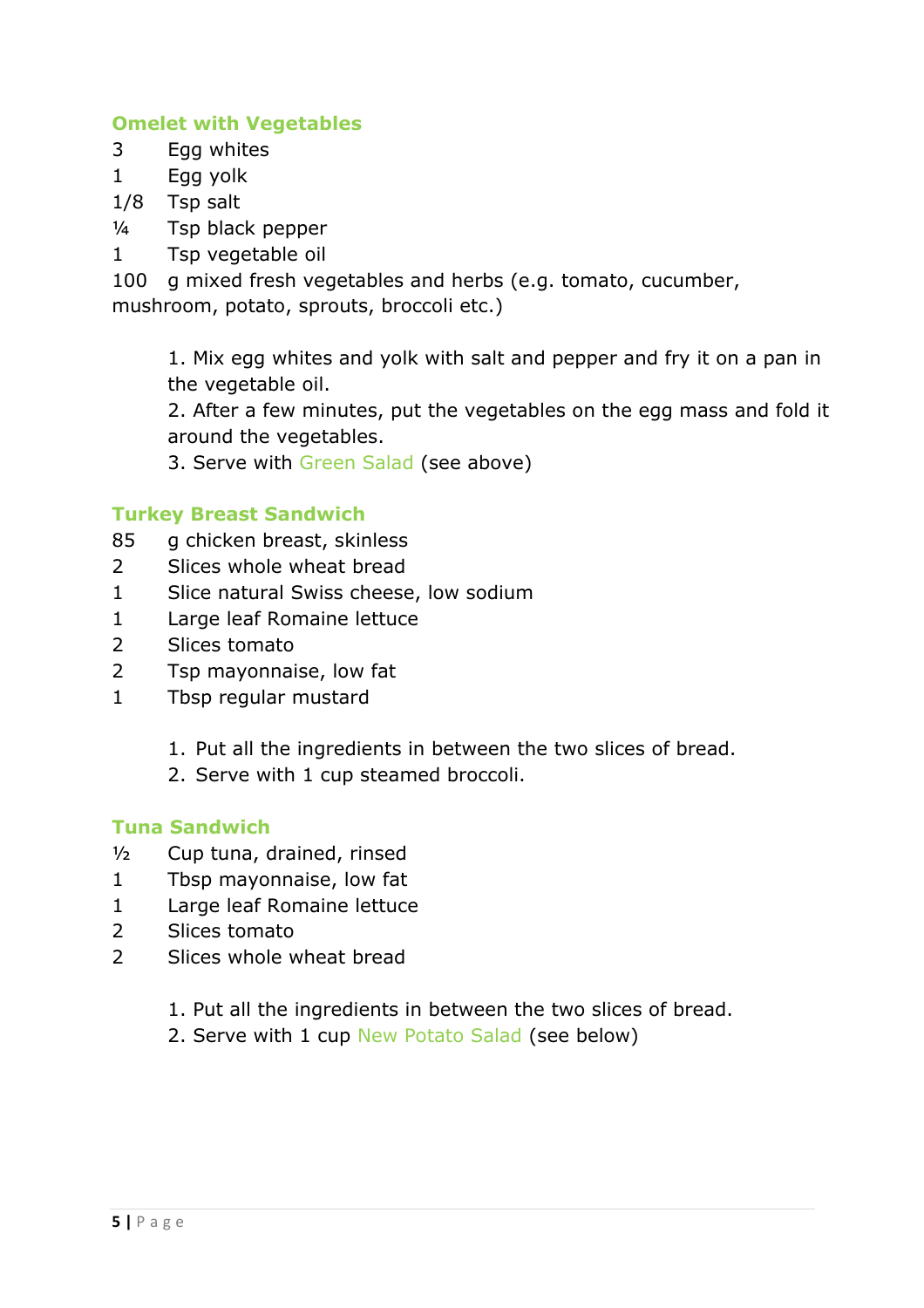### Omelet with Vegetables

3 Egg whites
1 Egg yolk
1/8 Tsp salt
¼ Tsp black pepper
1 Tsp vegetable oil
100 g mixed fresh vegetables and herbs (e.g. tomato, cucumber, mushroom, potato, sprouts, broccoli etc.)

1. Mix egg whites and yolk with salt and pepper and fry it on a pan in the vegetable oil.
2. After a few minutes, put the vegetables on the egg mass and fold it around the vegetables.
3. Serve with Green Salad (see above)

### Turkey Breast Sandwich

85 g chicken breast, skinless
2 Slices whole wheat bread
1 Slice natural Swiss cheese, low sodium
1 Large leaf Romaine lettuce
2 Slices tomato
2 Tsp mayonnaise, low fat
1 Tbsp regular mustard

1. Put all the ingredients in between the two slices of bread.
2. Serve with 1 cup steamed broccoli.

### Tuna Sandwich

½ Cup tuna, drained, rinsed
1 Tbsp mayonnaise, low fat
1 Large leaf Romaine lettuce
2 Slices tomato
2 Slices whole wheat bread

1. Put all the ingredients in between the two slices of bread.
2. Serve with 1 cup New Potato Salad (see below)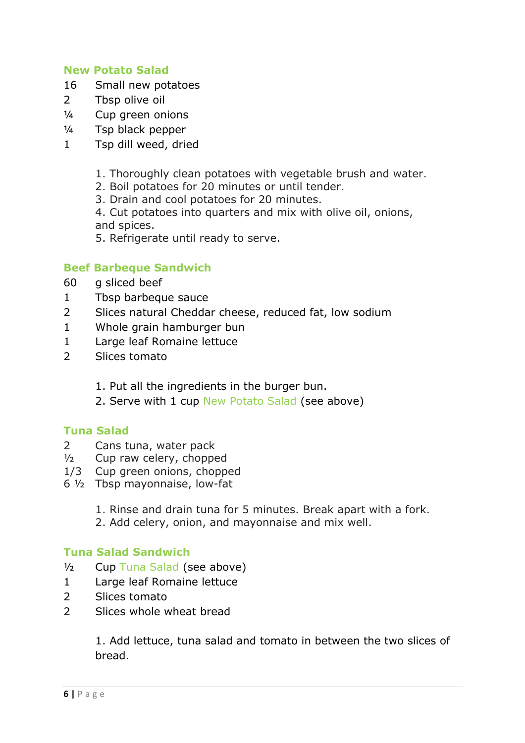### New Potato Salad

16 Small new potatoes
2 Tbsp olive oil
¼ Cup green onions
¼ Tsp black pepper
1 Tsp dill weed, dried

1. Thoroughly clean potatoes with vegetable brush and water.
2. Boil potatoes for 20 minutes or until tender.
3. Drain and cool potatoes for 20 minutes.
4. Cut potatoes into quarters and mix with olive oil, onions, and spices.
5. Refrigerate until ready to serve.

### Beef Barbeque Sandwich

60 g sliced beef
1 Tbsp barbeque sauce
2 Slices natural Cheddar cheese, reduced fat, low sodium
1 Whole grain hamburger bun
1 Large leaf Romaine lettuce
2 Slices tomato

1. Put all the ingredients in the burger bun.
2. Serve with 1 cup New Potato Salad (see above)

### Tuna Salad

2 Cans tuna, water pack
½ Cup raw celery, chopped
1/3 Cup green onions, chopped
6 ½ Tbsp mayonnaise, low-fat

1. Rinse and drain tuna for 5 minutes. Break apart with a fork.
2. Add celery, onion, and mayonnaise and mix well.

### Tuna Salad Sandwich

½ Cup Tuna Salad (see above)
1 Large leaf Romaine lettuce
2 Slices tomato
2 Slices whole wheat bread

1. Add lettuce, tuna salad and tomato in between the two slices of bread.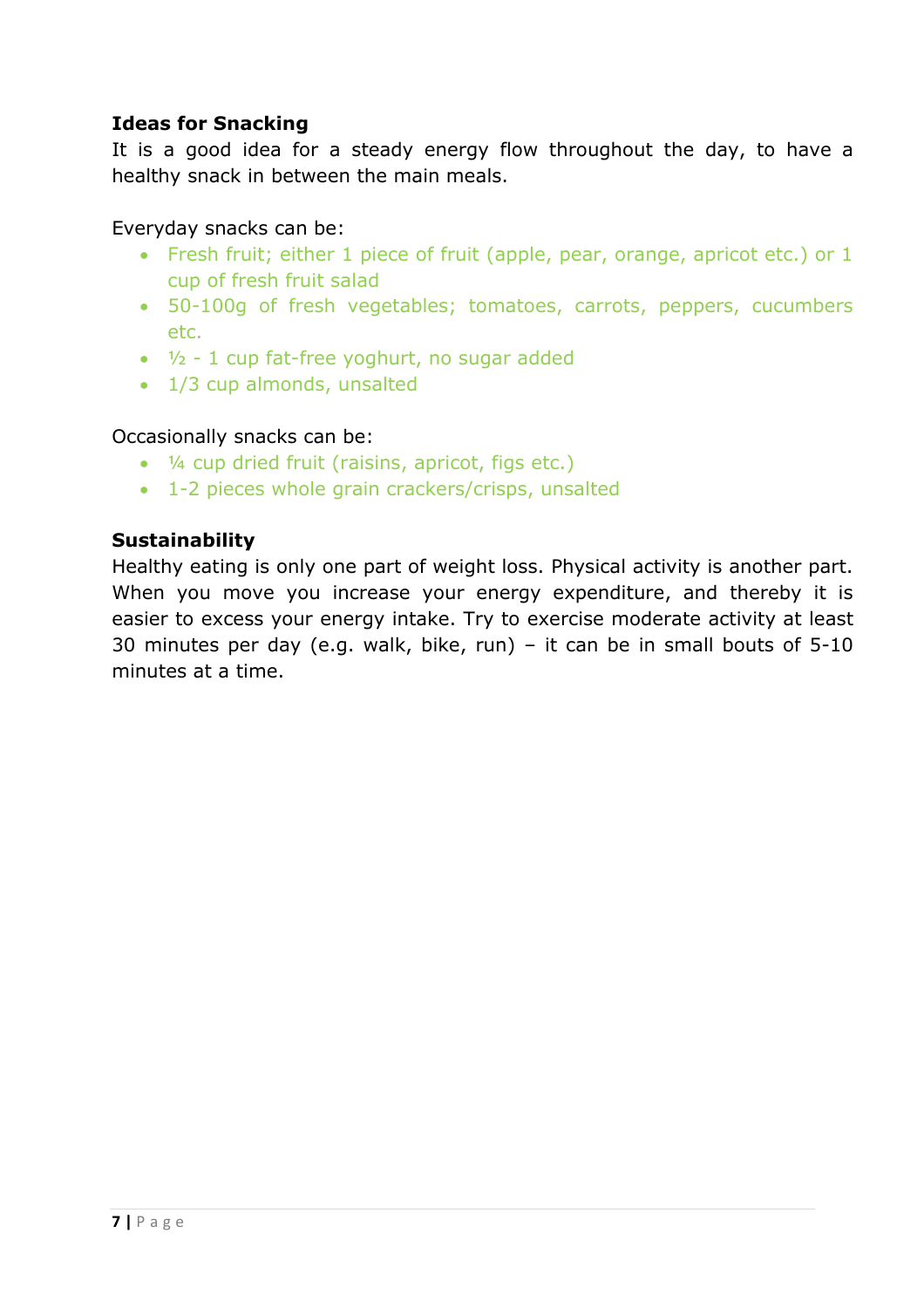**Ideas for Snacking**

It is a good idea for a steady energy flow throughout the day, to have a healthy snack in between the main meals.

Everyday snacks can be:

- Fresh fruit; either 1 piece of fruit (apple, pear, orange, apricot etc.) or 1 cup of fresh fruit salad
- 50-100g of fresh vegetables; tomatoes, carrots, peppers, cucumbers etc.
- ½ - 1 cup fat-free yoghurt, no sugar added
- 1/3 cup almonds, unsalted

Occasionally snacks can be:

- ¼ cup dried fruit (raisins, apricot, figs etc.)
- 1-2 pieces whole grain crackers/crisps, unsalted

**Sustainability**

Healthy eating is only one part of weight loss. Physical activity is another part. When you move you increase your energy expenditure, and thereby it is easier to excess your energy intake. Try to exercise moderate activity at least 30 minutes per day (e.g. walk, bike, run) – it can be in small bouts of 5-10 minutes at a time.